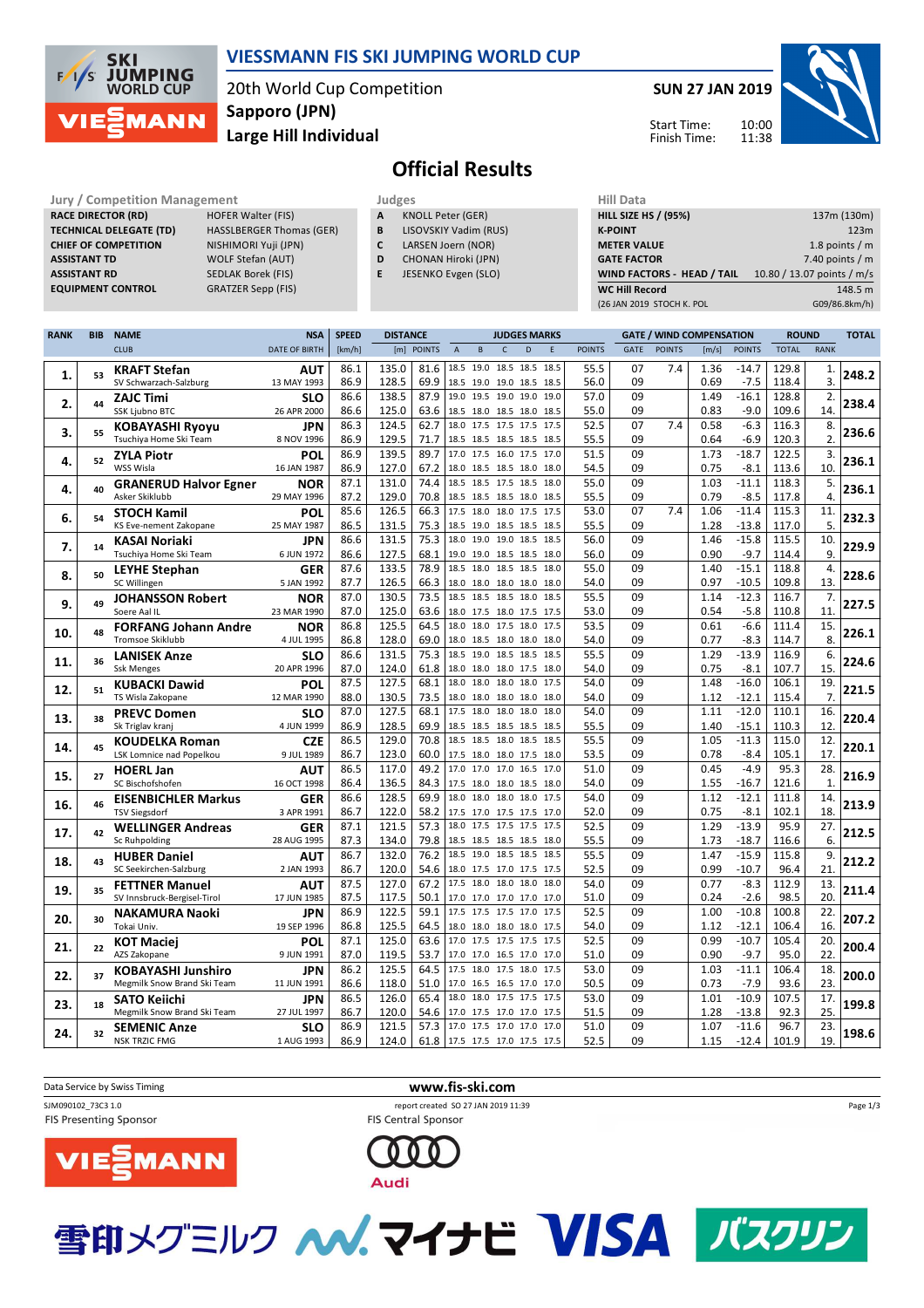# VIESSMANN FIS SKI JUMPING WORLD CUP

20th World Cup Competition
Sapporo (JPN)
Large Hill Individual

SUN 27 JAN 2019

Start Time: 10:00
Finish Time: 11:38

## Official Results

**Jury / Competition Management**

| | |
|---|---|
| RACE DIRECTOR (RD) | HOFER Walter (FIS) |
| TECHNICAL DELEGATE (TD) | HASSLBERGER Thomas (GER) |
| CHIEF OF COMPETITION | NISHIMORI Yuji (JPN) |
| ASSISTANT TD | WOLF Stefan (AUT) |
| ASSISTANT RD | SEDLAK Borek (FIS) |
| EQUIPMENT CONTROL | GRATZER Sepp (FIS) |

**Judges**

| | |
|---|---|
| A | KNOLL Peter (GER) |
| B | LISOVSKIY Vadim (RUS) |
| C | LARSEN Joern (NOR) |
| D | CHONAN Hiroki (JPN) |
| E | JESENKO Evgen (SLO) |

**Hill Data**

| | |
|---|---|
| HILL SIZE HS / (95%) | 137m (130m) |
| K-POINT | 123m |
| METER VALUE | 1.8 points / m |
| GATE FACTOR | 7.40 points / m |
| WIND FACTORS - HEAD / TAIL | 10.80 / 13.07 points / m/s |
| WC Hill Record | 148.5 m |
| (26 JAN 2019 STOCH K. POL | G09/86.8km/h) |

| RANK | BIB | NAME / CLUB | NSA / DATE OF BIRTH | SPEED [km/h] | DISTANCE [m] | DISTANCE POINTS | A | B | C | D | E | JUDGES POINTS | GATE | GATE POINTS | WIND [m/s] | WIND POINTS | ROUND TOTAL | ROUND RANK | TOTAL |
|---|---|---|---|---|---|---|---|---|---|---|---|---|---|---|---|---|---|---|---|
| 1. | 53 | KRAFT Stefan | AUT | 86.1 | 135.0 | 81.6 | 18.5 | 19.0 | 18.5 | 18.5 | 18.5 | 55.5 | 07 | 7.4 | 1.36 | -14.7 | 129.8 | 1. | 248.2 |
| | | SV Schwarzach-Salzburg | 13 MAY 1993 | 86.9 | 128.5 | 69.9 | 18.5 | 19.0 | 19.0 | 18.5 | 18.5 | 56.0 | 09 | | 0.69 | -7.5 | 118.4 | 3. | |
| 2. | 44 | ZAJC Timi | SLO | 86.6 | 138.5 | 87.9 | 19.0 | 19.5 | 19.0 | 19.0 | 19.0 | 57.0 | 09 | | 1.49 | -16.1 | 128.8 | 2. | 238.4 |
| | | SSK Ljubno BTC | 26 APR 2000 | 86.6 | 125.0 | 63.6 | 18.5 | 18.0 | 18.5 | 18.0 | 18.5 | 55.0 | 09 | | 0.83 | -9.0 | 109.6 | 14. | |
| 3. | 55 | KOBAYASHI Ryoyu | JPN | 86.3 | 124.5 | 62.7 | 18.0 | 17.5 | 17.5 | 17.5 | 17.5 | 52.5 | 07 | 7.4 | 0.58 | -6.3 | 116.3 | 8. | 236.6 |
| | | Tsuchiya Home Ski Team | 8 NOV 1996 | 86.9 | 129.5 | 71.7 | 18.5 | 18.5 | 18.5 | 18.5 | 18.5 | 55.5 | 09 | | 0.64 | -6.9 | 120.3 | 2. | |
| 4. | 52 | ZYLA Piotr | POL | 86.9 | 139.5 | 89.7 | 17.0 | 17.5 | 16.0 | 17.5 | 17.0 | 51.5 | 09 | | 1.73 | -18.7 | 122.5 | 3. | 236.1 |
| | | WSS Wisla | 16 JAN 1987 | 86.9 | 127.0 | 67.2 | 18.0 | 18.5 | 18.5 | 18.0 | 18.0 | 54.5 | 09 | | 0.75 | -8.1 | 113.6 | 10. | |
| 4. | 40 | GRANERUD Halvor Egner | NOR | 87.1 | 131.0 | 74.4 | 18.5 | 18.5 | 17.5 | 18.5 | 18.0 | 55.0 | 09 | | 1.03 | -11.1 | 118.3 | 5. | 236.1 |
| | | Asker Skiklubb | 29 MAY 1996 | 87.2 | 129.0 | 70.8 | 18.5 | 18.5 | 18.5 | 18.0 | 18.5 | 55.5 | 09 | | 0.79 | -8.5 | 117.8 | 4. | |
| 6. | 54 | STOCH Kamil | POL | 85.6 | 126.5 | 66.3 | 17.5 | 18.0 | 18.0 | 17.5 | 17.5 | 53.0 | 07 | 7.4 | 1.06 | -11.4 | 115.3 | 11. | 232.3 |
| | | KS Eve-nement Zakopane | 25 MAY 1987 | 86.5 | 131.5 | 75.3 | 18.5 | 19.0 | 18.5 | 18.5 | 18.5 | 55.5 | 09 | | 1.28 | -13.8 | 117.0 | 5. | |
| 7. | 14 | KASAI Noriaki | JPN | 86.6 | 131.5 | 75.3 | 18.0 | 19.0 | 19.0 | 18.5 | 18.5 | 56.0 | 09 | | 1.46 | -15.8 | 115.5 | 10. | 229.9 |
| | | Tsuchiya Home Ski Team | 6 JUN 1972 | 86.6 | 127.5 | 68.1 | 19.0 | 19.0 | 18.5 | 18.5 | 18.0 | 56.0 | 09 | | 0.90 | -9.7 | 114.4 | 9. | |
| 8. | 50 | LEYHE Stephan | GER | 87.6 | 133.5 | 78.9 | 18.5 | 18.0 | 18.5 | 18.5 | 18.0 | 55.0 | 09 | | 1.40 | -15.1 | 118.8 | 4. | 228.6 |
| | | SC Willingen | 5 JAN 1992 | 87.7 | 126.5 | 66.3 | 18.0 | 18.0 | 18.0 | 18.0 | 18.0 | 54.0 | 09 | | 0.97 | -10.5 | 109.8 | 13. | |
| 9. | 49 | JOHANSSON Robert | NOR | 87.0 | 130.5 | 73.5 | 18.5 | 18.5 | 18.5 | 18.0 | 18.5 | 55.5 | 09 | | 1.14 | -12.3 | 116.7 | 7. | 227.5 |
| | | Soere Aal IL | 23 MAR 1990 | 87.0 | 125.0 | 63.6 | 18.0 | 17.5 | 18.0 | 17.5 | 17.5 | 53.0 | 09 | | 0.54 | -5.8 | 110.8 | 11. | |
| 10. | 48 | FORFANG Johann Andre | NOR | 86.8 | 125.5 | 64.5 | 18.0 | 18.0 | 17.5 | 18.0 | 17.5 | 53.5 | 09 | | 0.61 | -6.6 | 111.4 | 15. | 226.1 |
| | | Tromsoe Skiklubb | 4 JUL 1995 | 86.8 | 128.0 | 69.0 | 18.0 | 18.5 | 18.0 | 18.0 | 18.0 | 54.0 | 09 | | 0.77 | -8.3 | 114.7 | 8. | |
| 11. | 36 | LANISEK Anze | SLO | 86.6 | 131.5 | 75.3 | 18.5 | 19.0 | 18.5 | 18.5 | 18.5 | 55.5 | 09 | | 1.29 | -13.9 | 116.9 | 6. | 224.6 |
| | | Ssk Menges | 20 APR 1996 | 87.0 | 124.0 | 61.8 | 18.0 | 18.0 | 18.0 | 17.5 | 18.0 | 54.0 | 09 | | 0.75 | -8.1 | 107.7 | 15. | |
| 12. | 51 | KUBACKI Dawid | POL | 87.5 | 127.5 | 68.1 | 18.0 | 18.0 | 18.0 | 18.0 | 17.5 | 54.0 | 09 | | 1.48 | -16.0 | 106.1 | 19. | 221.5 |
| | | TS Wisla Zakopane | 12 MAR 1990 | 88.0 | 130.5 | 73.5 | 18.0 | 18.0 | 18.0 | 18.0 | 18.0 | 54.0 | 09 | | 1.12 | -12.1 | 115.4 | 7. | |
| 13. | 38 | PREVC Domen | SLO | 87.0 | 127.5 | 68.1 | 17.5 | 18.0 | 18.0 | 18.0 | 18.0 | 54.0 | 09 | | 1.11 | -12.0 | 110.1 | 16. | 220.4 |
| | | Sk Triglav kranj | 4 JUN 1999 | 86.9 | 128.5 | 69.9 | 18.5 | 18.5 | 18.5 | 18.5 | 18.5 | 55.5 | 09 | | 1.40 | -15.1 | 110.3 | 12. | |
| 14. | 45 | KOUDELKA Roman | CZE | 86.5 | 129.0 | 70.8 | 18.5 | 18.5 | 18.0 | 18.5 | 18.5 | 55.5 | 09 | | 1.05 | -11.3 | 115.0 | 12. | 220.1 |
| | | LSK Lomnice nad Popelkou | 9 JUL 1989 | 86.7 | 123.0 | 60.0 | 17.5 | 18.0 | 18.0 | 17.5 | 18.0 | 53.5 | 09 | | 0.78 | -8.4 | 105.1 | 17. | |
| 15. | 27 | HOERL Jan | AUT | 86.5 | 117.0 | 49.2 | 17.0 | 17.0 | 17.0 | 16.5 | 17.0 | 51.0 | 09 | | 0.45 | -4.9 | 95.3 | 28. | 216.9 |
| | | SC Bischofshofen | 16 OCT 1998 | 86.4 | 136.5 | 84.3 | 17.5 | 18.0 | 18.0 | 18.5 | 18.0 | 54.0 | 09 | | 1.55 | -16.7 | 121.6 | 1. | |
| 16. | 46 | EISENBICHLER Markus | GER | 86.6 | 128.5 | 69.9 | 18.0 | 18.0 | 18.0 | 18.0 | 17.5 | 54.0 | 09 | | 1.12 | -12.1 | 111.8 | 14. | 213.9 |
| | | TSV Siegsdorf | 3 APR 1991 | 86.7 | 122.0 | 58.2 | 17.5 | 17.0 | 17.5 | 17.5 | 17.0 | 52.0 | 09 | | 0.75 | -8.1 | 102.1 | 18. | |
| 17. | 42 | WELLINGER Andreas | GER | 87.1 | 121.5 | 57.3 | 18.0 | 17.5 | 17.5 | 17.5 | 17.5 | 52.5 | 09 | | 1.29 | -13.9 | 95.9 | 27. | 212.5 |
| | | Sc Ruhpolding | 28 AUG 1995 | 87.3 | 134.0 | 79.8 | 18.5 | 18.5 | 18.5 | 18.5 | 18.0 | 55.5 | 09 | | 1.73 | -18.7 | 116.6 | 6. | |
| 18. | 43 | HUBER Daniel | AUT | 86.7 | 132.0 | 76.2 | 18.5 | 19.0 | 18.5 | 18.5 | 18.5 | 55.5 | 09 | | 1.47 | -15.9 | 115.8 | 9. | 212.2 |
| | | SC Seekirchen-Salzburg | 2 JAN 1993 | 86.7 | 120.0 | 54.6 | 18.0 | 17.5 | 17.0 | 17.5 | 17.5 | 52.5 | 09 | | 0.99 | -10.7 | 96.4 | 21. | |
| 19. | 35 | FETTNER Manuel | AUT | 87.5 | 127.0 | 67.2 | 17.5 | 18.0 | 18.0 | 18.0 | 18.0 | 54.0 | 09 | | 0.77 | -8.3 | 112.9 | 13. | 211.4 |
| | | SV Innsbruck-Bergisel-Tirol | 17 JUN 1985 | 87.5 | 117.5 | 50.1 | 17.0 | 17.0 | 17.0 | 17.0 | 17.0 | 51.0 | 09 | | 0.24 | -2.6 | 98.5 | 20. | |
| 20. | 30 | NAKAMURA Naoki | JPN | 86.9 | 122.5 | 59.1 | 17.5 | 17.5 | 17.5 | 17.0 | 17.5 | 52.5 | 09 | | 1.00 | -10.8 | 100.8 | 22. | 207.2 |
| | | Tokai Univ. | 19 SEP 1996 | 86.8 | 125.5 | 64.5 | 18.0 | 18.0 | 18.0 | 18.0 | 17.5 | 54.0 | 09 | | 1.12 | -12.1 | 106.4 | 16. | |
| 21. | 22 | KOT Maciej | POL | 87.1 | 125.0 | 63.6 | 17.0 | 17.5 | 17.5 | 17.5 | 17.5 | 52.5 | 09 | | 0.99 | -10.7 | 105.4 | 20. | 200.4 |
| | | AZS Zakopane | 9 JUN 1991 | 87.0 | 119.5 | 53.7 | 17.0 | 17.0 | 16.5 | 17.0 | 17.0 | 51.0 | 09 | | 0.90 | -9.7 | 95.0 | 22. | |
| 22. | 37 | KOBAYASHI Junshiro | JPN | 86.2 | 125.5 | 64.5 | 17.5 | 18.0 | 17.5 | 18.0 | 17.5 | 53.0 | 09 | | 1.03 | -11.1 | 106.4 | 18. | 200.0 |
| | | Megmilk Snow Brand Ski Team | 11 JUN 1991 | 86.6 | 118.0 | 51.0 | 17.0 | 16.5 | 16.5 | 17.0 | 17.0 | 50.5 | 09 | | 0.73 | -7.9 | 93.6 | 23. | |
| 23. | 18 | SATO Keiichi | JPN | 86.5 | 126.0 | 65.4 | 18.0 | 18.0 | 17.5 | 17.5 | 17.5 | 53.0 | 09 | | 1.01 | -10.9 | 107.5 | 17. | 199.8 |
| | | Megmilk Snow Brand Ski Team | 27 JUL 1997 | 86.7 | 120.0 | 54.6 | 17.0 | 17.5 | 17.0 | 17.0 | 17.5 | 51.5 | 09 | | 1.28 | -13.8 | 92.3 | 25. | |
| 24. | 32 | SEMENIC Anze | SLO | 86.9 | 121.5 | 57.3 | 17.0 | 17.5 | 17.0 | 17.0 | 17.0 | 51.0 | 09 | | 1.07 | -11.6 | 96.7 | 23. | 198.6 |
| | | NSK TRZIC FMG | 1 AUG 1993 | 86.9 | 124.0 | 61.8 | 17.5 | 17.5 | 17.0 | 17.5 | 17.5 | 52.5 | 09 | | 1.15 | -12.4 | 101.9 | 19. | |

Data Service by Swiss Timing — www.fis-ski.com

SJM090102_73C3 1.0 — report created SO 27 JAN 2019 11:39

FIS Presenting Sponsor: VIESSMANN — FIS Central Sponsor: Audi

雪印メグミルク　マイナビ　VISA　バスクリン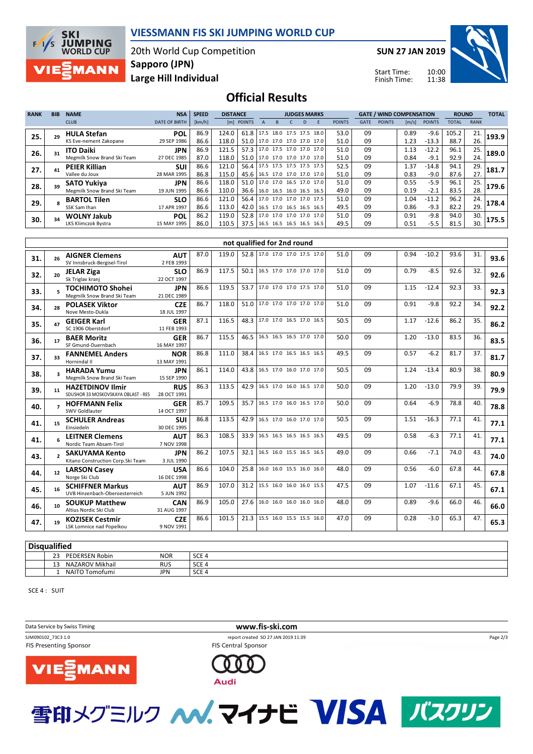# VIESSMANN FIS SKI JUMPING WORLD CUP

20th World Cup Competition
Sapporo (JPN)
Large Hill Individual

SUN 27 JAN 2019

Start Time: 10:00
Finish Time: 11:38

## Official Results

| RANK | BIB | NAME / CLUB | NSA / DATE OF BIRTH | SPEED [km/h] | DISTANCE [m] | DISTANCE POINTS | JUDGES A | B | C | D | E | JUDGES POINTS | GATE | GATE POINTS | WIND [m/s] | WIND POINTS | ROUND TOTAL | ROUND RANK | TOTAL |
|---|---|---|---|---|---|---|---|---|---|---|---|---|---|---|---|---|---|---|---|
| 25. | 29 | HULA Stefan / KS Eve-nement Zakopane | POL / 29 SEP 1986 | 86.9 | 124.0 | 61.8 | 17.5 | 18.0 | 17.5 | 17.5 | 18.0 | 53.0 | 09 | | 0.89 | -9.6 | 105.2 | 21. | 193.9 |
| | | | | 86.6 | 118.0 | 51.0 | 17.0 | 17.0 | 17.0 | 17.0 | 17.0 | 51.0 | 09 | | 1.23 | -13.3 | 88.7 | 26. | |
| 26. | 31 | ITO Daiki / Megmilk Snow Brand Ski Team | JPN / 27 DEC 1985 | 86.9 | 121.5 | 57.3 | 17.0 | 17.5 | 17.0 | 17.0 | 17.0 | 51.0 | 09 | | 1.13 | -12.2 | 96.1 | 25. | 189.0 |
| | | | | 87.0 | 118.0 | 51.0 | 17.0 | 17.0 | 17.0 | 17.0 | 17.0 | 51.0 | 09 | | 0.84 | -9.1 | 92.9 | 24. | |
| 27. | 41 | PEIER Killian / Vallee du Joux | SUI / 28 MAR 1995 | 86.6 | 121.0 | 56.4 | 17.5 | 17.5 | 17.5 | 17.5 | 17.5 | 52.5 | 09 | | 1.37 | -14.8 | 94.1 | 29. | 181.7 |
| | | | | 86.8 | 115.0 | 45.6 | 16.5 | 17.0 | 17.0 | 17.0 | 17.0 | 51.0 | 09 | | 0.83 | -9.0 | 87.6 | 27. | |
| 28. | 39 | SATO Yukiya / Megmilk Snow Brand Ski Team | JPN / 19 JUN 1995 | 86.6 | 118.0 | 51.0 | 17.0 | 17.0 | 16.5 | 17.0 | 17.0 | 51.0 | 09 | | 0.55 | -5.9 | 96.1 | 25. | 179.6 |
| | | | | 86.6 | 110.0 | 36.6 | 16.0 | 16.5 | 16.0 | 16.5 | 16.5 | 49.0 | 09 | | 0.19 | -2.1 | 83.5 | 28. | |
| 29. | 8 | BARTOL Tilen / SSK Sam Ihan | SLO / 17 APR 1997 | 86.6 | 121.0 | 56.4 | 17.0 | 17.0 | 17.0 | 17.0 | 17.5 | 51.0 | 09 | | 1.04 | -11.2 | 96.2 | 24. | 178.4 |
| | | | | 86.6 | 113.0 | 42.0 | 16.5 | 17.0 | 16.5 | 16.5 | 16.5 | 49.5 | 09 | | 0.86 | -9.3 | 82.2 | 29. | |
| 30. | 34 | WOLNY Jakub / LKS Klimczok Bystra | POL / 15 MAY 1995 | 86.2 | 119.0 | 52.8 | 17.0 | 17.0 | 17.0 | 17.0 | 17.0 | 51.0 | 09 | | 0.91 | -9.8 | 94.0 | 30. | 175.5 |
| | | | | 86.0 | 110.5 | 37.5 | 16.5 | 16.5 | 16.5 | 16.5 | 16.5 | 49.5 | 09 | | 0.51 | -5.5 | 81.5 | 30. | |

### not qualified for 2nd round

| RANK | BIB | NAME / CLUB | NSA / DATE OF BIRTH | SPEED [km/h] | DISTANCE [m] | DISTANCE POINTS | JUDGES A | B | C | D | E | JUDGES POINTS | GATE | GATE POINTS | WIND [m/s] | WIND POINTS | ROUND TOTAL | ROUND RANK | TOTAL |
|---|---|---|---|---|---|---|---|---|---|---|---|---|---|---|---|---|---|---|---|
| 31. | 26 | AIGNER Clemens / SV Innsbruck-Bergisel-Tirol | AUT / 2 FEB 1993 | 87.0 | 119.0 | 52.8 | 17.0 | 17.0 | 17.0 | 17.5 | 17.0 | 51.0 | 09 | | 0.94 | -10.2 | 93.6 | 31. | 93.6 |
| 32. | 20 | JELAR Ziga / Sk Triglav kranj | SLO / 22 OCT 1997 | 86.9 | 117.5 | 50.1 | 16.5 | 17.0 | 17.0 | 17.0 | 17.0 | 51.0 | 09 | | 0.79 | -8.5 | 92.6 | 32. | 92.6 |
| 33. | 5 | TOCHIMOTO Shohei / Megmilk Snow Brand Ski Team | JPN / 21 DEC 1989 | 86.6 | 119.5 | 53.7 | 17.0 | 17.0 | 17.0 | 17.5 | 17.0 | 51.0 | 09 | | 1.15 | -12.4 | 92.3 | 33. | 92.3 |
| 34. | 28 | POLASEK Viktor / Nove Mesto-Dukla | CZE / 18 JUL 1997 | 86.7 | 118.0 | 51.0 | 17.0 | 17.0 | 17.0 | 17.0 | 17.0 | 51.0 | 09 | | 0.91 | -9.8 | 92.2 | 34. | 92.2 |
| 35. | 47 | GEIGER Karl / SC 1906 Oberstdorf | GER / 11 FEB 1993 | 87.1 | 116.5 | 48.3 | 17.0 | 17.0 | 16.5 | 17.0 | 16.5 | 50.5 | 09 | | 1.17 | -12.6 | 86.2 | 35. | 86.2 |
| 36. | 17 | BAER Moritz / SF Gmund-Duernbach | GER / 16 MAY 1997 | 86.7 | 115.5 | 46.5 | 16.5 | 16.5 | 16.5 | 17.0 | 17.0 | 50.0 | 09 | | 1.20 | -13.0 | 83.5 | 36. | 83.5 |
| 37. | 33 | FANNEMEL Anders / Hornindal Il | NOR / 13 MAY 1991 | 86.8 | 111.0 | 38.4 | 16.5 | 17.0 | 16.5 | 16.5 | 16.5 | 49.5 | 09 | | 0.57 | -6.2 | 81.7 | 37. | 81.7 |
| 38. | 3 | HARADA Yumu / Megmilk Snow Brand Ski Team | JPN / 15 SEP 1990 | 86.1 | 114.0 | 43.8 | 16.5 | 17.0 | 16.0 | 17.0 | 17.0 | 50.5 | 09 | | 1.24 | -13.4 | 80.9 | 38. | 80.9 |
| 39. | 11 | HAZETDINOV Ilmir / SDUSHOR 33 MOSKOVSKAYA OBLAST - RES | RUS / 28 OCT 1991 | 86.3 | 113.5 | 42.9 | 16.5 | 17.0 | 16.0 | 16.5 | 17.0 | 50.0 | 09 | | 1.20 | -13.0 | 79.9 | 39. | 79.9 |
| 40. | 7 | HOFFMANN Felix / SWV Goldlauter | GER / 14 OCT 1997 | 85.7 | 109.5 | 35.7 | 16.5 | 17.0 | 16.0 | 16.5 | 17.0 | 50.0 | 09 | | 0.64 | -6.9 | 78.8 | 40. | 78.8 |
| 41. | 15 | SCHULER Andreas / Einsiedeln | SUI / 30 DEC 1995 | 86.8 | 113.5 | 42.9 | 16.5 | 17.0 | 16.0 | 17.0 | 17.0 | 50.5 | 09 | | 1.51 | -16.3 | 77.1 | 41. | 77.1 |
| 41. | 6 | LEITNER Clemens / Nordic Team Absam-Tirol | AUT / 7 NOV 1998 | 86.3 | 108.5 | 33.9 | 16.5 | 16.5 | 16.5 | 16.5 | 16.5 | 49.5 | 09 | | 0.58 | -6.3 | 77.1 | 41. | 77.1 |
| 43. | 2 | SAKUYAMA Kento / Kitano Construction Corp.Ski Team | JPN / 3 JUL 1990 | 86.2 | 107.5 | 32.1 | 16.5 | 16.0 | 15.5 | 16.5 | 16.5 | 49.0 | 09 | | 0.66 | -7.1 | 74.0 | 43. | 74.0 |
| 44. | 12 | LARSON Casey / Norge Ski Club | USA / 16 DEC 1998 | 86.6 | 104.0 | 25.8 | 16.0 | 16.0 | 15.5 | 16.0 | 16.0 | 48.0 | 09 | | 0.56 | -6.0 | 67.8 | 44. | 67.8 |
| 45. | 16 | SCHIFFNER Markus / UVB Hinzenbach-Oberoesterreich | AUT / 5 JUN 1992 | 86.9 | 107.0 | 31.2 | 15.5 | 16.0 | 16.0 | 16.0 | 15.5 | 47.5 | 09 | | 1.07 | -11.6 | 67.1 | 45. | 67.1 |
| 46. | 10 | SOUKUP Matthew / Altius Nordic Ski Club | CAN / 31 AUG 1997 | 86.9 | 105.0 | 27.6 | 16.0 | 16.0 | 16.0 | 16.0 | 16.0 | 48.0 | 09 | | 0.89 | -9.6 | 66.0 | 46. | 66.0 |
| 47. | 19 | KOZISEK Cestmir / LSK Lomnice nad Popelkou | CZE / 9 NOV 1991 | 86.6 | 101.5 | 21.3 | 15.5 | 16.0 | 15.5 | 15.5 | 16.0 | 47.0 | 09 | | 0.28 | -3.0 | 65.3 | 47. | 65.3 |

### Disqualified

| BIB | NAME | NSA | REASON |
|---|---|---|---|
| 23 | PEDERSEN Robin | NOR | SCE 4 |
| 13 | NAZAROV Mikhail | RUS | SCE 4 |
| 1 | NAITO Tomofumi | JPN | SCE 4 |

SCE 4 : SUIT

Data Service by Swiss Timing
www.fis-ski.com
SJM090102_73C3 1.0
report created SO 27 JAN 2019 11:39

FIS Presenting Sponsor: VIESSMANN
FIS Central Sponsor: Audi

雪印メグミルク マイナビ VISA バスクリン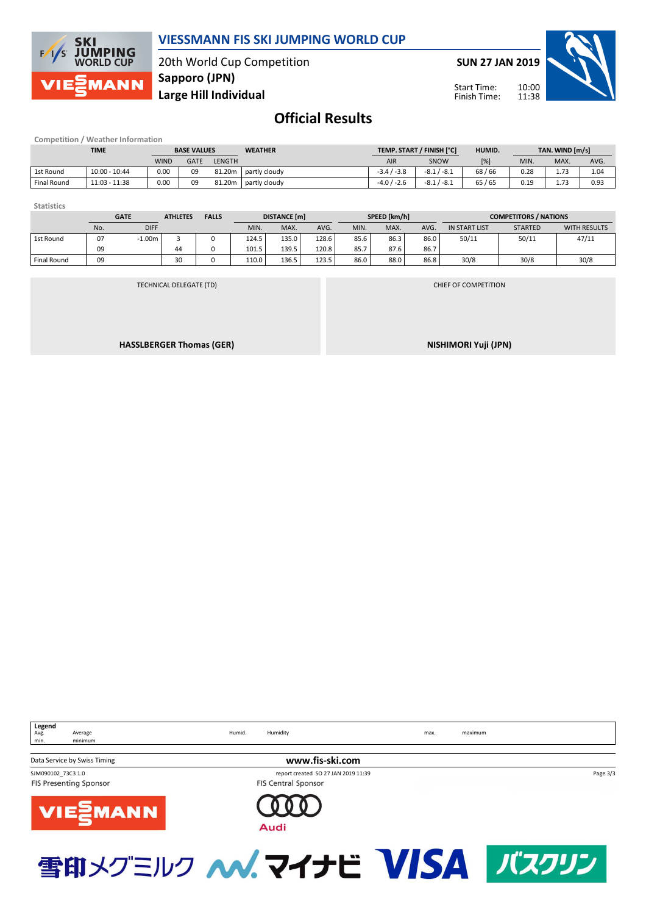# VIESSMANN FIS SKI JUMPING WORLD CUP

20th World Cup Competition
**Sapporo (JPN)**
**Large Hill Individual**

**SUN 27 JAN 2019**

Start Time: 10:00
Finish Time: 11:38

## Official Results

Competition / Weather Information

| | TIME | BASE VALUES | | | WEATHER | TEMP. START / FINISH [°C] | | HUMID. | TAN. WIND [m/s] | | |
|---|---|---|---|---|---|---|---|---|---|---|---|
| | | WIND | GATE | LENGTH | | AIR | SNOW | [%] | MIN. | MAX. | AVG. |
| 1st Round | 10:00 - 10:44 | 0.00 | 09 | 81.20m | partly cloudy | -3.4 / -3.8 | -8.1 / -8.1 | 68 / 66 | 0.28 | 1.73 | 1.04 |
| Final Round | 11:03 - 11:38 | 0.00 | 09 | 81.20m | partly cloudy | -4.0 / -2.6 | -8.1 / -8.1 | 65 / 65 | 0.19 | 1.73 | 0.93 |

Statistics

| | GATE | | ATHLETES | FALLS | DISTANCE [m] | | | SPEED [km/h] | | | COMPETITORS / NATIONS | | |
|---|---|---|---|---|---|---|---|---|---|---|---|---|---|
| | No. | DIFF | | | MIN. | MAX. | AVG. | MIN. | MAX. | AVG. | IN START LIST | STARTED | WITH RESULTS |
| 1st Round | 07 | -1.00m | 3 | 0 | 124.5 | 135.0 | 128.6 | 85.6 | 86.3 | 86.0 | 50/11 | 50/11 | 47/11 |
| | 09 | | 44 | 0 | 101.5 | 139.5 | 120.8 | 85.7 | 87.6 | 86.7 | | | |
| Final Round | 09 | | 30 | 0 | 110.0 | 136.5 | 123.5 | 86.0 | 88.0 | 86.8 | 30/8 | 30/8 | 30/8 |

TECHNICAL DELEGATE (TD)

**HASSLBERGER Thomas (GER)**

CHIEF OF COMPETITION

**NISHIMORI Yuji (JPN)**

**Legend**

| | | | | | |
|---|---|---|---|---|---|
| Avg. | Average | Humid. | Humidity | max. | maximum |
| min. | minimum | | | | |

Data Service by Swiss Timing
www.fis-ski.com
SJM090102_73C3 1.0
report created SO 27 JAN 2019 11:39
FIS Presenting Sponsor
FIS Central Sponsor